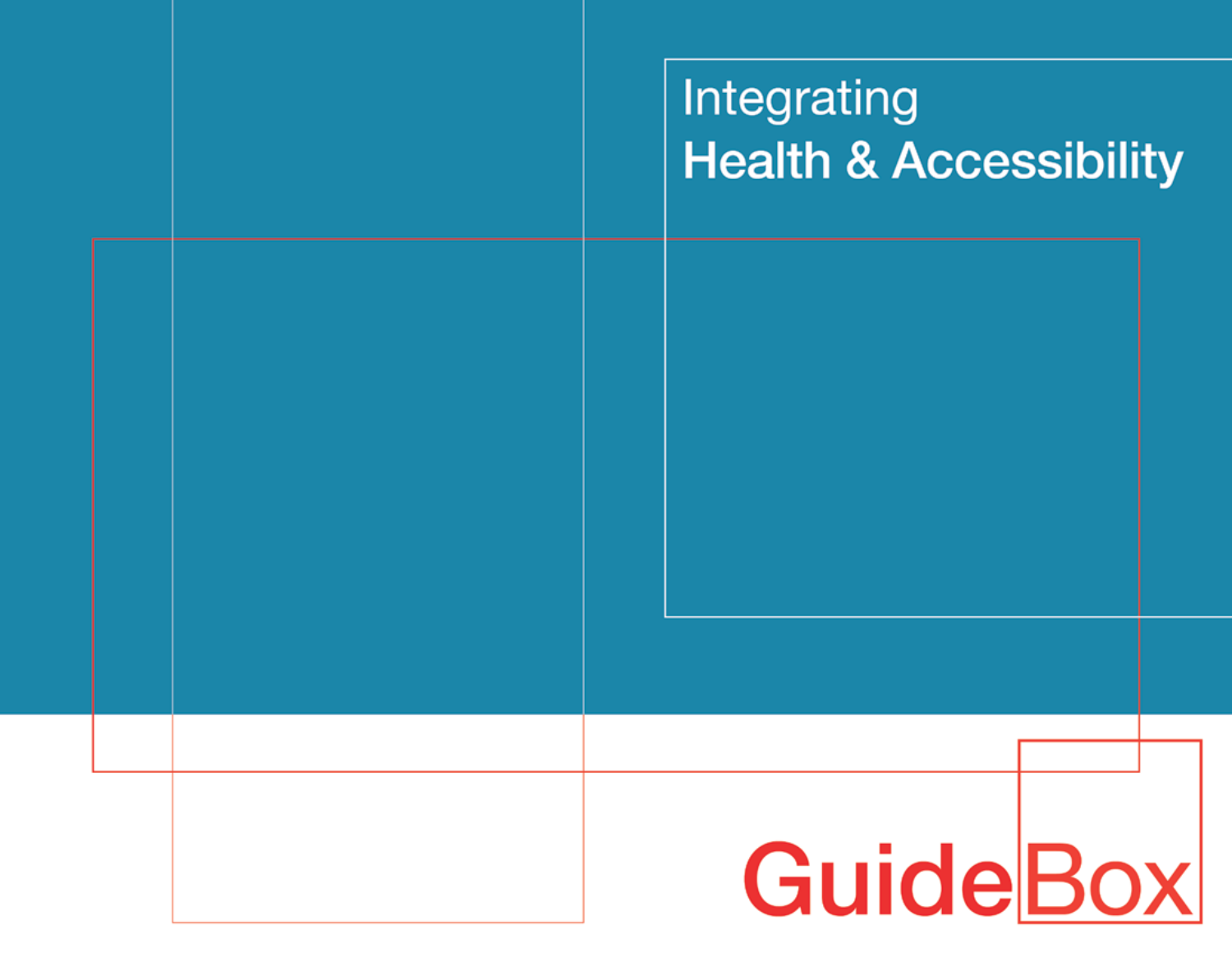# Integrating Health & Accessibility

GuideBox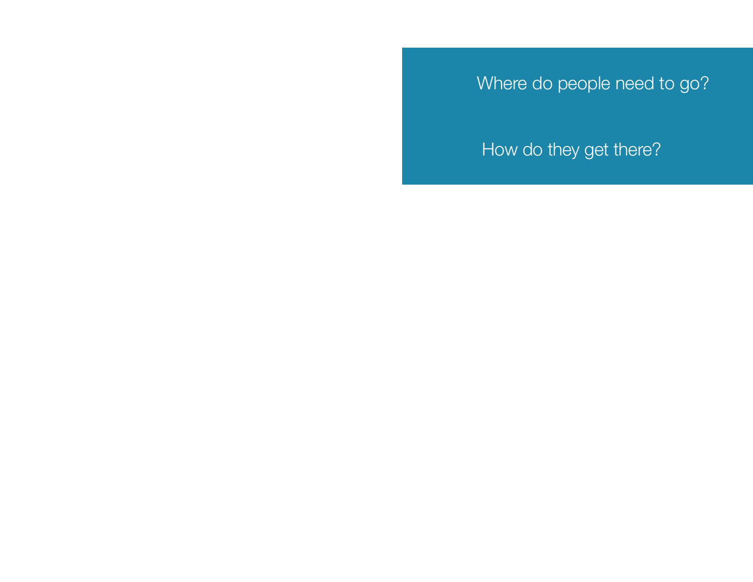Where do people need to go?

How do they get there?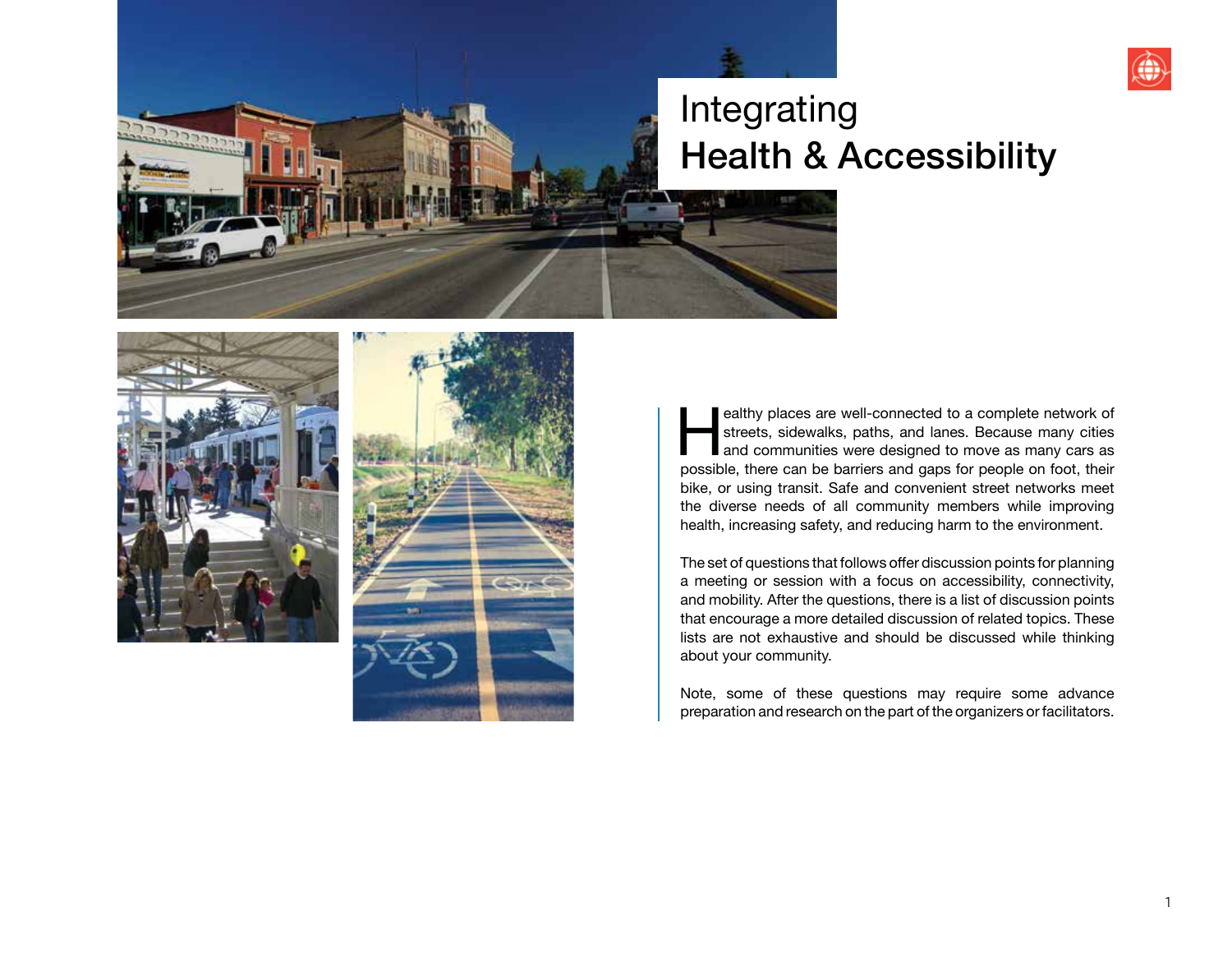# Integrating Health & Accessibility

Healthy places are well-connected to a complete network of streets, sidewalks, paths, and lanes. Because many cities and communities were designed to move as many cars as possible, there can be barriers and gaps for people on foot, their bike, or using transit. Safe and convenient street networks meet the diverse needs of all community members while improving health, increasing safety, and reducing harm to the environment.

The set of questions that follows offer discussion points for planning a meeting or session with a focus on accessibility, connectivity, and mobility. After the questions, there is a list of discussion points that encourage a more detailed discussion of related topics. These lists are not exhaustive and should be discussed while thinking about your community.

Note, some of these questions may require some advance preparation and research on the part of the organizers or facilitators.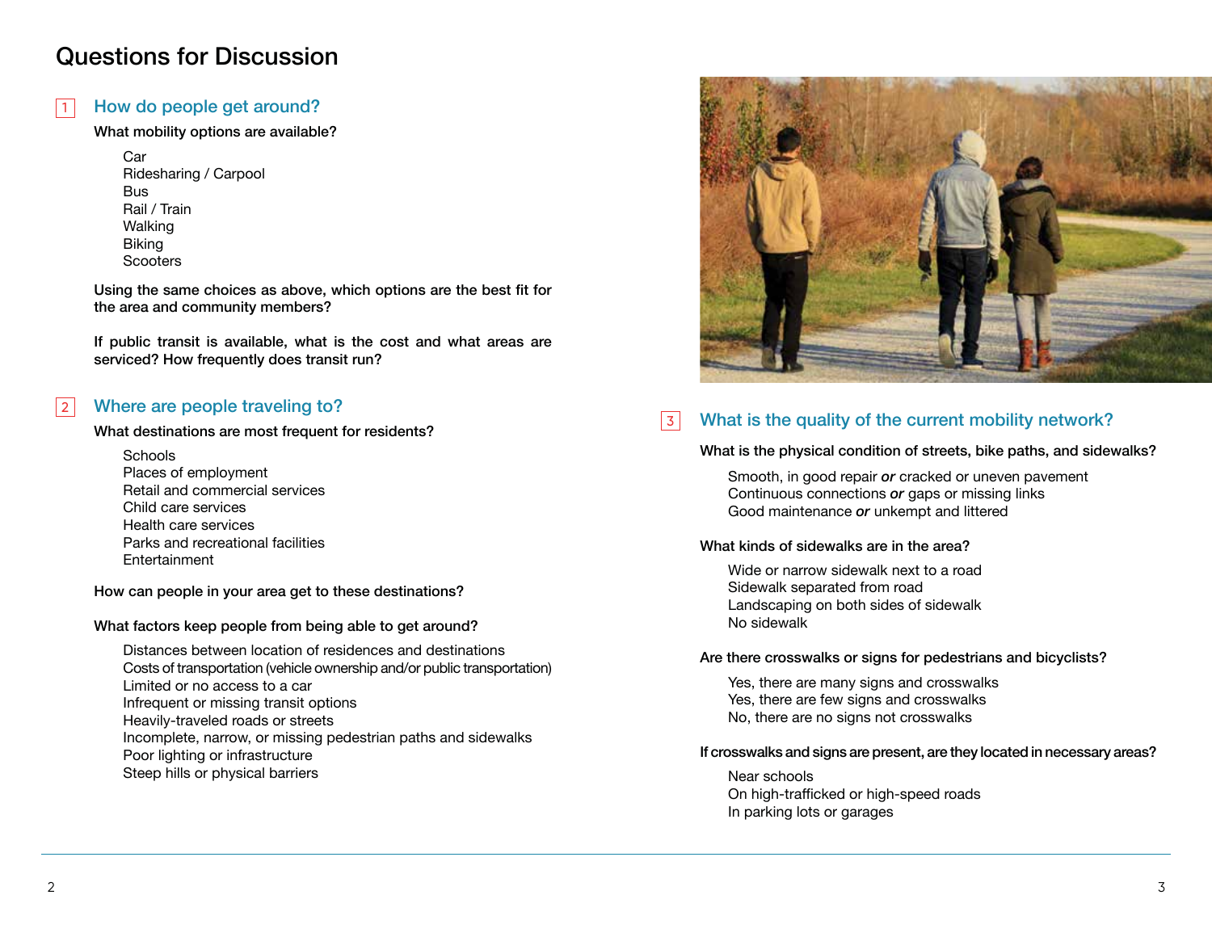# Questions for Discussion

## 1 How do people get around?

**What mobility options are available?**

- Car
- Ridesharing / Carpool
- Bus
- Rail / Train
- Walking
- Biking
- Scooters

**Using the same choices as above, which options are the best fit for the area and community members?**

**If public transit is available, what is the cost and what areas are serviced? How frequently does transit run?**

## 2 Where are people traveling to?

**What destinations are most frequent for residents?**

- Schools
- Places of employment
- Retail and commercial services
- Child care services
- Health care services
- Parks and recreational facilities
- Entertainment

**How can people in your area get to these destinations?**

**What factors keep people from being able to get around?**

- Distances between location of residences and destinations
- Costs of transportation (vehicle ownership and/or public transportation)
- Limited or no access to a car
- Infrequent or missing transit options
- Heavily-traveled roads or streets
- Incomplete, narrow, or missing pedestrian paths and sidewalks
- Poor lighting or infrastructure
- Steep hills or physical barriers

## 3 What is the quality of the current mobility network?

**What is the physical condition of streets, bike paths, and sidewalks?**

- Smooth, in good repair ***or*** cracked or uneven pavement
- Continuous connections ***or*** gaps or missing links
- Good maintenance ***or*** unkempt and littered

**What kinds of sidewalks are in the area?**

- Wide or narrow sidewalk next to a road
- Sidewalk separated from road
- Landscaping on both sides of sidewalk
- No sidewalk

**Are there crosswalks or signs for pedestrians and bicyclists?**

- Yes, there are many signs and crosswalks
- Yes, there are few signs and crosswalks
- No, there are no signs not crosswalks

**If crosswalks and signs are present, are they located in necessary areas?**

- Near schools
- On high-trafficked or high-speed roads
- In parking lots or garages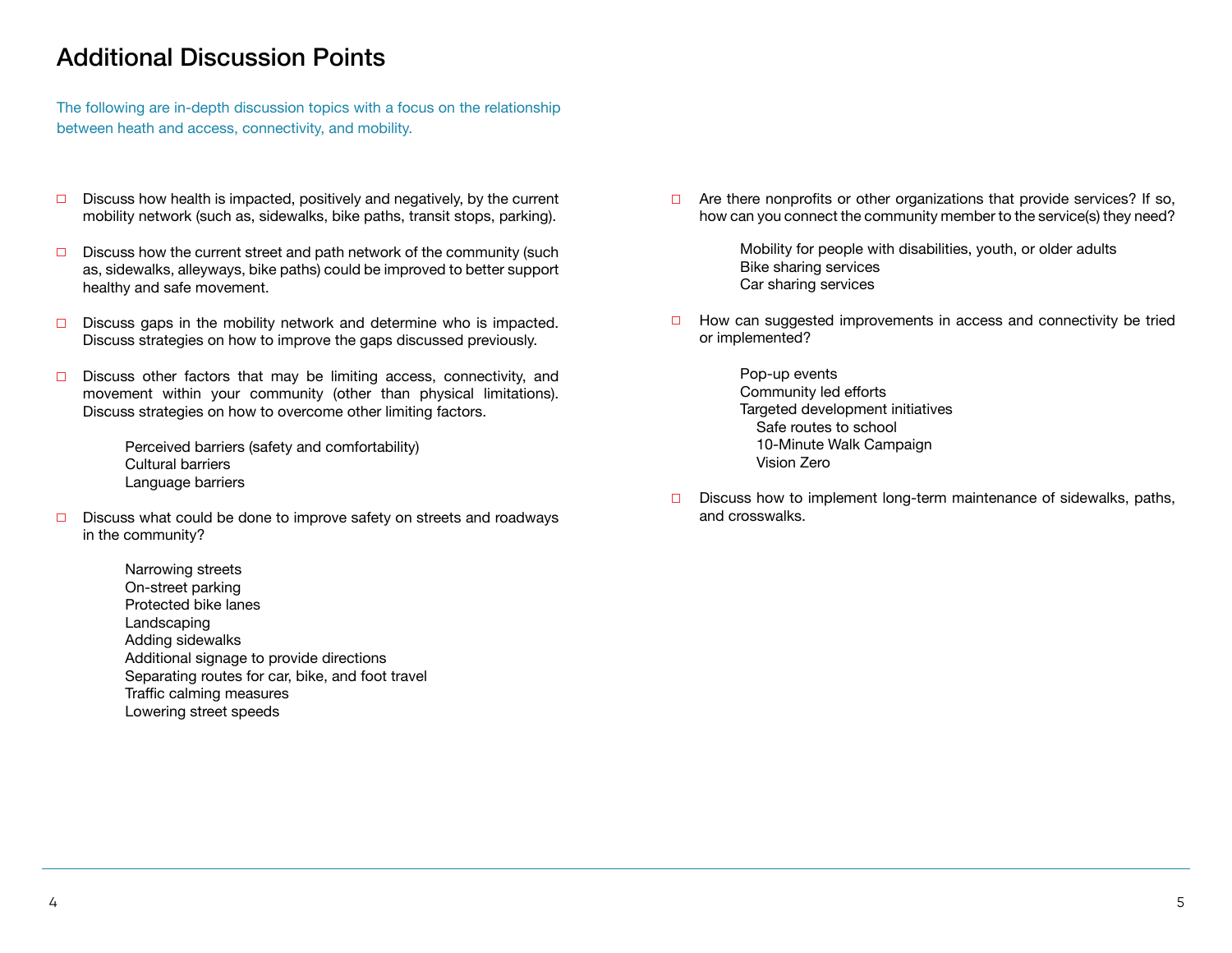# Additional Discussion Points

The following are in-depth discussion topics with a focus on the relationship between heath and access, connectivity, and mobility.

- ☐ Discuss how health is impacted, positively and negatively, by the current mobility network (such as, sidewalks, bike paths, transit stops, parking).

- ☐ Discuss how the current street and path network of the community (such as, sidewalks, alleyways, bike paths) could be improved to better support healthy and safe movement.

- ☐ Discuss gaps in the mobility network and determine who is impacted. Discuss strategies on how to improve the gaps discussed previously.

- ☐ Discuss other factors that may be limiting access, connectivity, and movement within your community (other than physical limitations). Discuss strategies on how to overcome other limiting factors.

    Perceived barriers (safety and comfortability)
    Cultural barriers
    Language barriers

- ☐ Discuss what could be done to improve safety on streets and roadways in the community?

    Narrowing streets
    On-street parking
    Protected bike lanes
    Landscaping
    Adding sidewalks
    Additional signage to provide directions
    Separating routes for car, bike, and foot travel
    Traffic calming measures
    Lowering street speeds

- ☐ Are there nonprofits or other organizations that provide services? If so, how can you connect the community member to the service(s) they need?

    Mobility for people with disabilities, youth, or older adults
    Bike sharing services
    Car sharing services

- ☐ How can suggested improvements in access and connectivity be tried or implemented?

    Pop-up events
    Community led efforts
    Targeted development initiatives
        Safe routes to school
        10-Minute Walk Campaign
        Vision Zero

- ☐ Discuss how to implement long-term maintenance of sidewalks, paths, and crosswalks.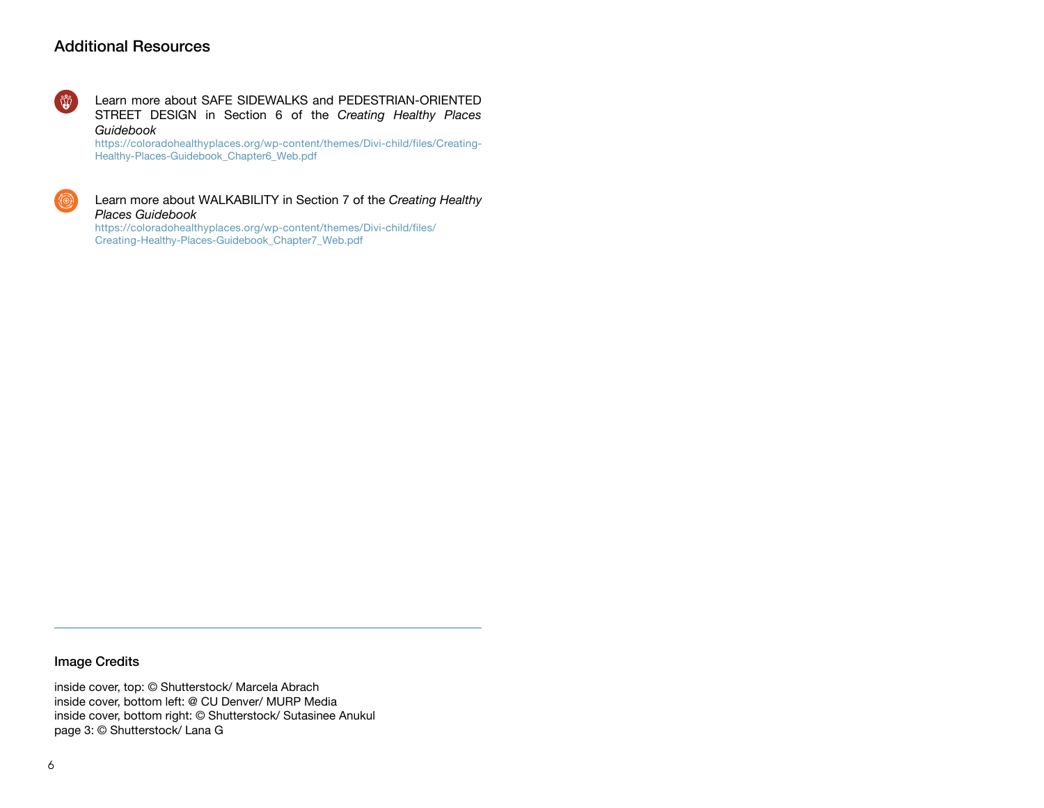## Additional Resources

Learn more about SAFE SIDEWALKS and PEDESTRIAN-ORIENTED STREET DESIGN in Section 6 of the *Creating Healthy Places Guidebook*
https://coloradohealthyplaces.org/wp-content/themes/Divi-child/files/Creating-Healthy-Places-Guidebook_Chapter6_Web.pdf

Learn more about WALKABILITY in Section 7 of the *Creating Healthy Places Guidebook*
https://coloradohealthyplaces.org/wp-content/themes/Divi-child/files/Creating-Healthy-Places-Guidebook_Chapter7_Web.pdf

---

## Image Credits

inside cover, top: © Shutterstock/ Marcela Abrach
inside cover, bottom left: @ CU Denver/ MURP Media
inside cover, bottom right: © Shutterstock/ Sutasinee Anukul
page 3: © Shutterstock/ Lana G